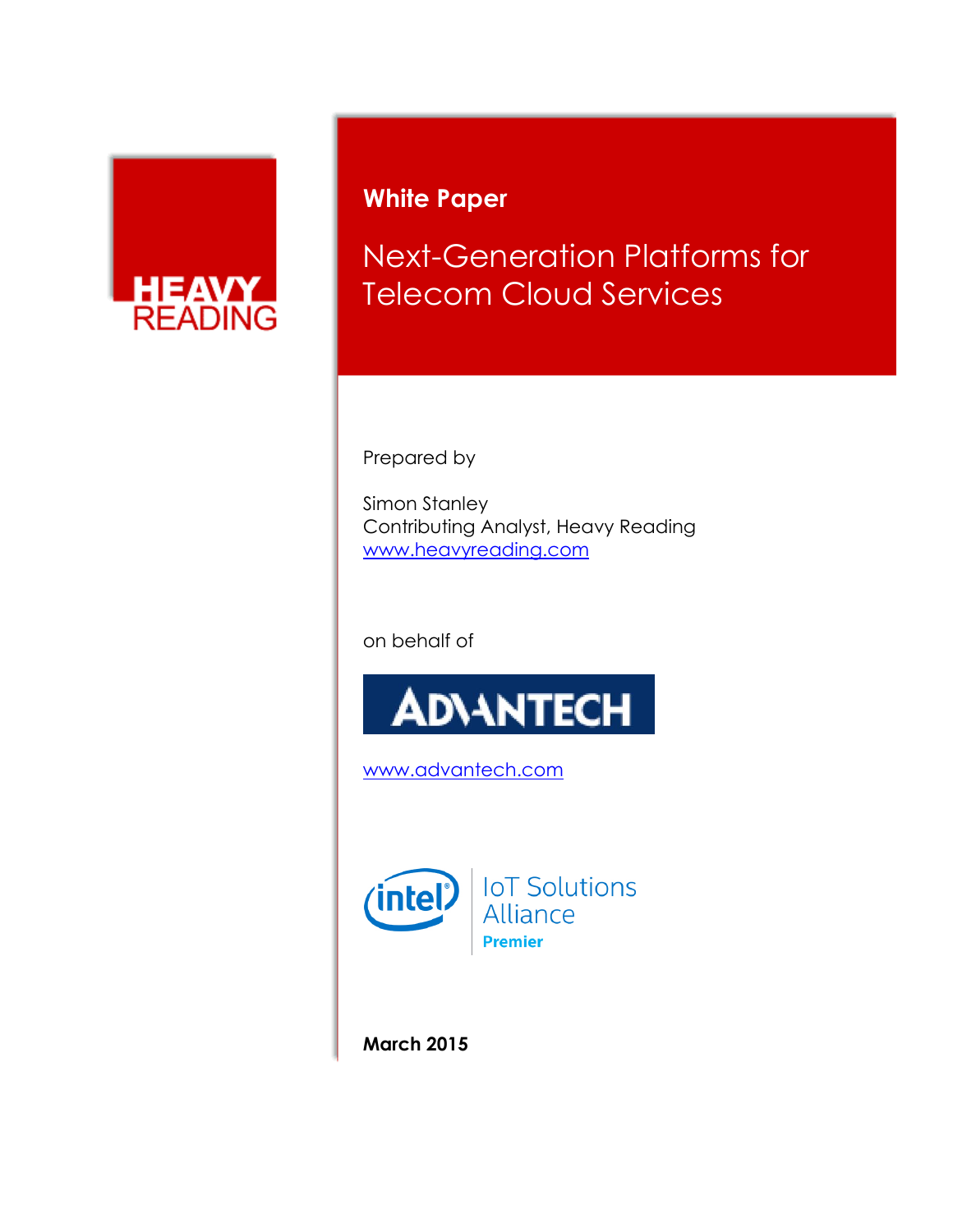HEAVY READING

**White Paper**

# Next-Generation Platforms for Telecom Cloud Services

Prepared by

Simon Stanley
Contributing Analyst, Heavy Reading
www.heavyreading.com

on behalf of

ADVANTECH

www.advantech.com

intel IoT Solutions Alliance
**Premier**

**March 2015**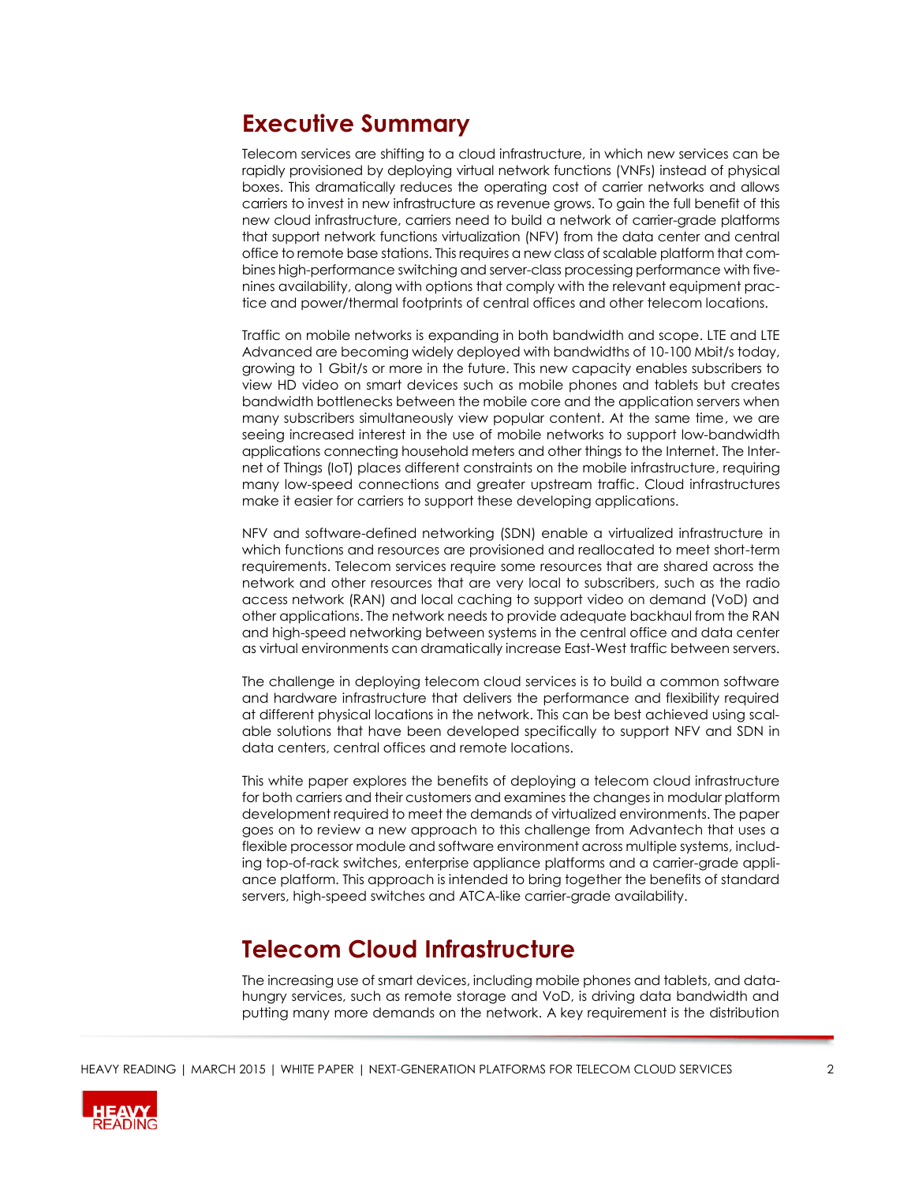## Executive Summary

Telecom services are shifting to a cloud infrastructure, in which new services can be rapidly provisioned by deploying virtual network functions (VNFs) instead of physical boxes. This dramatically reduces the operating cost of carrier networks and allows carriers to invest in new infrastructure as revenue grows. To gain the full benefit of this new cloud infrastructure, carriers need to build a network of carrier-grade platforms that support network functions virtualization (NFV) from the data center and central office to remote base stations. This requires a new class of scalable platform that combines high-performance switching and server-class processing performance with five-nines availability, along with options that comply with the relevant equipment practice and power/thermal footprints of central offices and other telecom locations.

Traffic on mobile networks is expanding in both bandwidth and scope. LTE and LTE Advanced are becoming widely deployed with bandwidths of 10-100 Mbit/s today, growing to 1 Gbit/s or more in the future. This new capacity enables subscribers to view HD video on smart devices such as mobile phones and tablets but creates bandwidth bottlenecks between the mobile core and the application servers when many subscribers simultaneously view popular content. At the same time, we are seeing increased interest in the use of mobile networks to support low-bandwidth applications connecting household meters and other things to the Internet. The Internet of Things (IoT) places different constraints on the mobile infrastructure, requiring many low-speed connections and greater upstream traffic. Cloud infrastructures make it easier for carriers to support these developing applications.

NFV and software-defined networking (SDN) enable a virtualized infrastructure in which functions and resources are provisioned and reallocated to meet short-term requirements. Telecom services require some resources that are shared across the network and other resources that are very local to subscribers, such as the radio access network (RAN) and local caching to support video on demand (VoD) and other applications. The network needs to provide adequate backhaul from the RAN and high-speed networking between systems in the central office and data center as virtual environments can dramatically increase East-West traffic between servers.

The challenge in deploying telecom cloud services is to build a common software and hardware infrastructure that delivers the performance and flexibility required at different physical locations in the network. This can be best achieved using scalable solutions that have been developed specifically to support NFV and SDN in data centers, central offices and remote locations.

This white paper explores the benefits of deploying a telecom cloud infrastructure for both carriers and their customers and examines the changes in modular platform development required to meet the demands of virtualized environments. The paper goes on to review a new approach to this challenge from Advantech that uses a flexible processor module and software environment across multiple systems, including top-of-rack switches, enterprise appliance platforms and a carrier-grade appliance platform. This approach is intended to bring together the benefits of standard servers, high-speed switches and ATCA-like carrier-grade availability.

## Telecom Cloud Infrastructure

The increasing use of smart devices, including mobile phones and tablets, and data-hungry services, such as remote storage and VoD, is driving data bandwidth and putting many more demands on the network. A key requirement is the distribution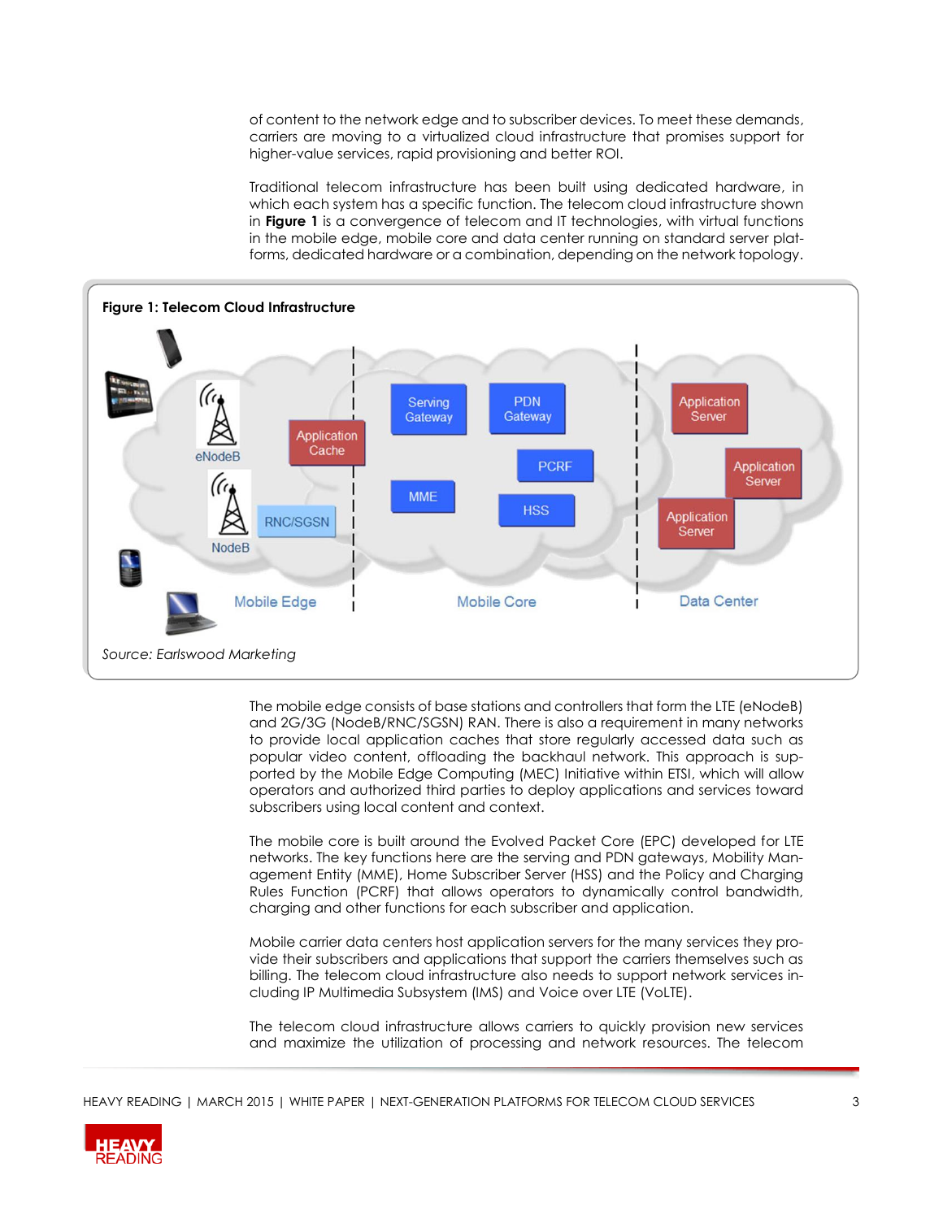of content to the network edge and to subscriber devices. To meet these demands, carriers are moving to a virtualized cloud infrastructure that promises support for higher-value services, rapid provisioning and better ROI.

Traditional telecom infrastructure has been built using dedicated hardware, in which each system has a specific function. The telecom cloud infrastructure shown in **Figure 1** is a convergence of telecom and IT technologies, with virtual functions in the mobile edge, mobile core and data center running on standard server platforms, dedicated hardware or a combination, depending on the network topology.

**Figure 1: Telecom Cloud Infrastructure**

*Source: Earlswood Marketing*

The mobile edge consists of base stations and controllers that form the LTE (eNodeB) and 2G/3G (NodeB/RNC/SGSN) RAN. There is also a requirement in many networks to provide local application caches that store regularly accessed data such as popular video content, offloading the backhaul network. This approach is supported by the Mobile Edge Computing (MEC) Initiative within ETSI, which will allow operators and authorized third parties to deploy applications and services toward subscribers using local content and context.

The mobile core is built around the Evolved Packet Core (EPC) developed for LTE networks. The key functions here are the serving and PDN gateways, Mobility Management Entity (MME), Home Subscriber Server (HSS) and the Policy and Charging Rules Function (PCRF) that allows operators to dynamically control bandwidth, charging and other functions for each subscriber and application.

Mobile carrier data centers host application servers for the many services they provide their subscribers and applications that support the carriers themselves such as billing. The telecom cloud infrastructure also needs to support network services including IP Multimedia Subsystem (IMS) and Voice over LTE (VoLTE).

The telecom cloud infrastructure allows carriers to quickly provision new services and maximize the utilization of processing and network resources. The telecom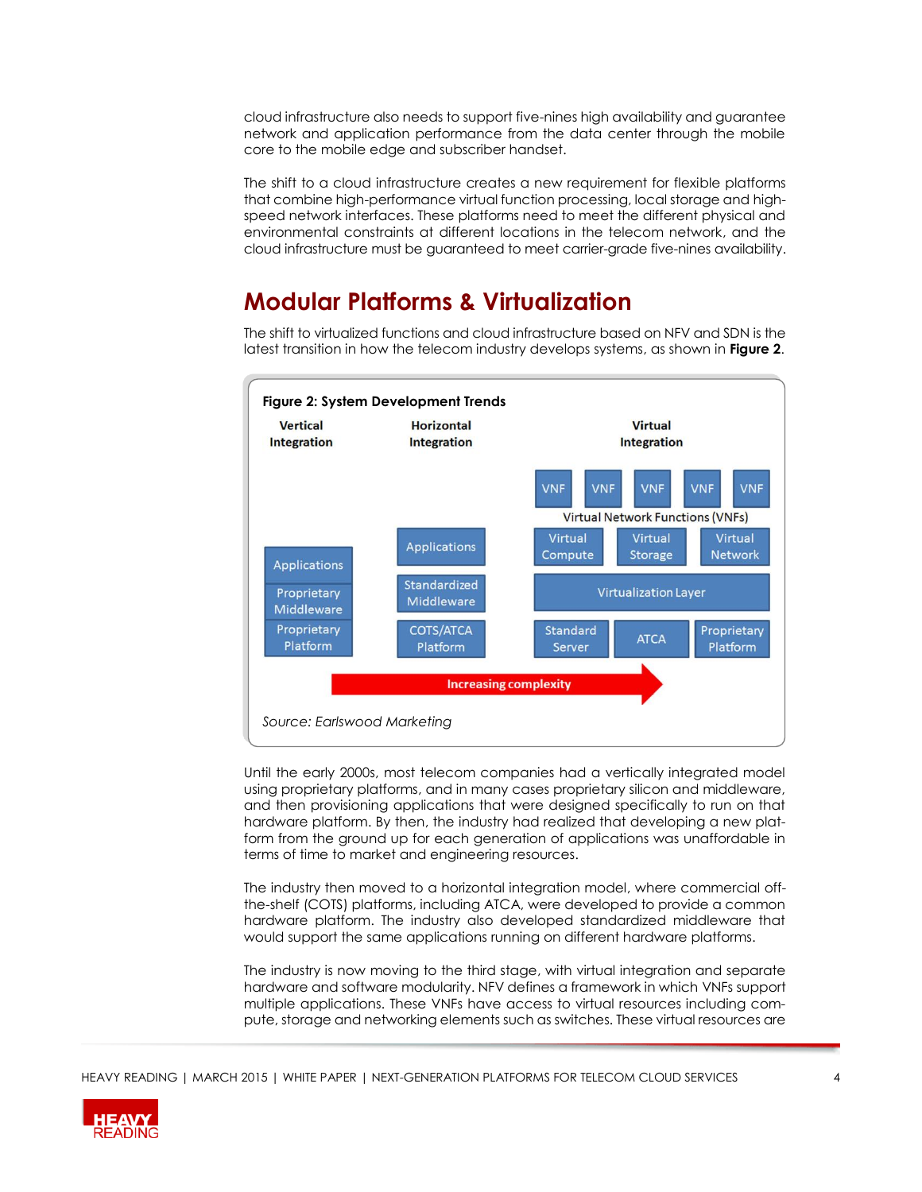cloud infrastructure also needs to support five-nines high availability and guarantee network and application performance from the data center through the mobile core to the mobile edge and subscriber handset.

The shift to a cloud infrastructure creates a new requirement for flexible platforms that combine high-performance virtual function processing, local storage and high-speed network interfaces. These platforms need to meet the different physical and environmental constraints at different locations in the telecom network, and the cloud infrastructure must be guaranteed to meet carrier-grade five-nines availability.

## Modular Platforms & Virtualization

The shift to virtualized functions and cloud infrastructure based on NFV and SDN is the latest transition in how the telecom industry develops systems, as shown in **Figure 2**.

**Figure 2: System Development Trends**

| Vertical Integration | Horizontal Integration | Virtual Integration |
|---|---|---|
| | | VNF, VNF, VNF, VNF, VNF (Virtual Network Functions (VNFs)) |
| Applications | Applications | Virtual Compute, Virtual Storage, Virtual Network |
| Proprietary Middleware | Standardized Middleware | Virtualization Layer |
| Proprietary Platform | COTS/ATCA Platform | Standard Server, ATCA, Proprietary Platform |

Increasing complexity →

*Source: Earlswood Marketing*

Until the early 2000s, most telecom companies had a vertically integrated model using proprietary platforms, and in many cases proprietary silicon and middleware, and then provisioning applications that were designed specifically to run on that hardware platform. By then, the industry had realized that developing a new platform from the ground up for each generation of applications was unaffordable in terms of time to market and engineering resources.

The industry then moved to a horizontal integration model, where commercial off-the-shelf (COTS) platforms, including ATCA, were developed to provide a common hardware platform. The industry also developed standardized middleware that would support the same applications running on different hardware platforms.

The industry is now moving to the third stage, with virtual integration and separate hardware and software modularity. NFV defines a framework in which VNFs support multiple applications. These VNFs have access to virtual resources including compute, storage and networking elements such as switches. These virtual resources are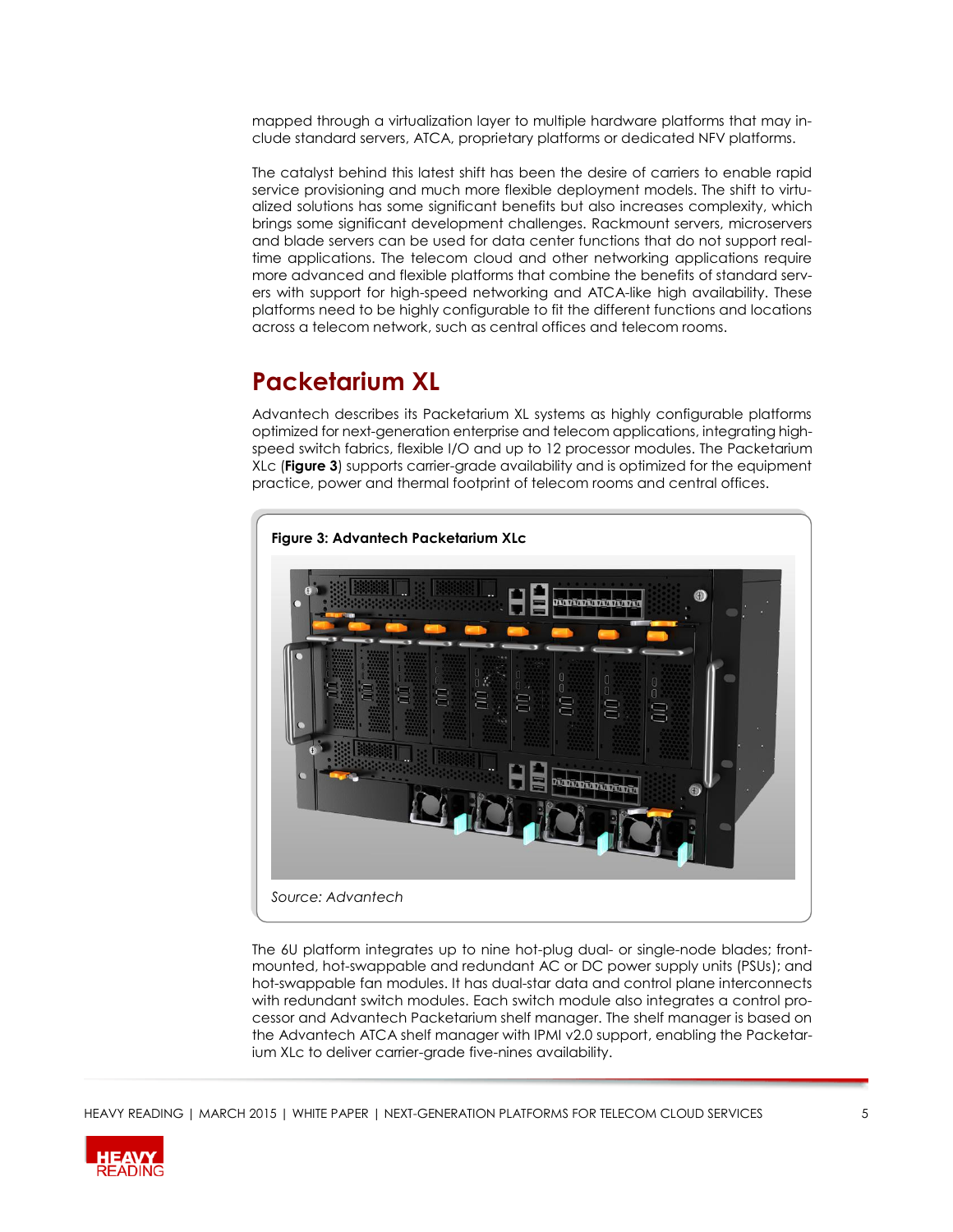mapped through a virtualization layer to multiple hardware platforms that may include standard servers, ATCA, proprietary platforms or dedicated NFV platforms.

The catalyst behind this latest shift has been the desire of carriers to enable rapid service provisioning and much more flexible deployment models. The shift to virtualized solutions has some significant benefits but also increases complexity, which brings some significant development challenges. Rackmount servers, microservers and blade servers can be used for data center functions that do not support real-time applications. The telecom cloud and other networking applications require more advanced and flexible platforms that combine the benefits of standard servers with support for high-speed networking and ATCA-like high availability. These platforms need to be highly configurable to fit the different functions and locations across a telecom network, such as central offices and telecom rooms.

## Packetarium XL

Advantech describes its Packetarium XL systems as highly configurable platforms optimized for next-generation enterprise and telecom applications, integrating high-speed switch fabrics, flexible I/O and up to 12 processor modules. The Packetarium XLc (**Figure 3**) supports carrier-grade availability and is optimized for the equipment practice, power and thermal footprint of telecom rooms and central offices.

**Figure 3: Advantech Packetarium XLc**

*Source: Advantech*

The 6U platform integrates up to nine hot-plug dual- or single-node blades; front-mounted, hot-swappable and redundant AC or DC power supply units (PSUs); and hot-swappable fan modules. It has dual-star data and control plane interconnects with redundant switch modules. Each switch module also integrates a control processor and Advantech Packetarium shelf manager. The shelf manager is based on the Advantech ATCA shelf manager with IPMI v2.0 support, enabling the Packetarium XLc to deliver carrier-grade five-nines availability.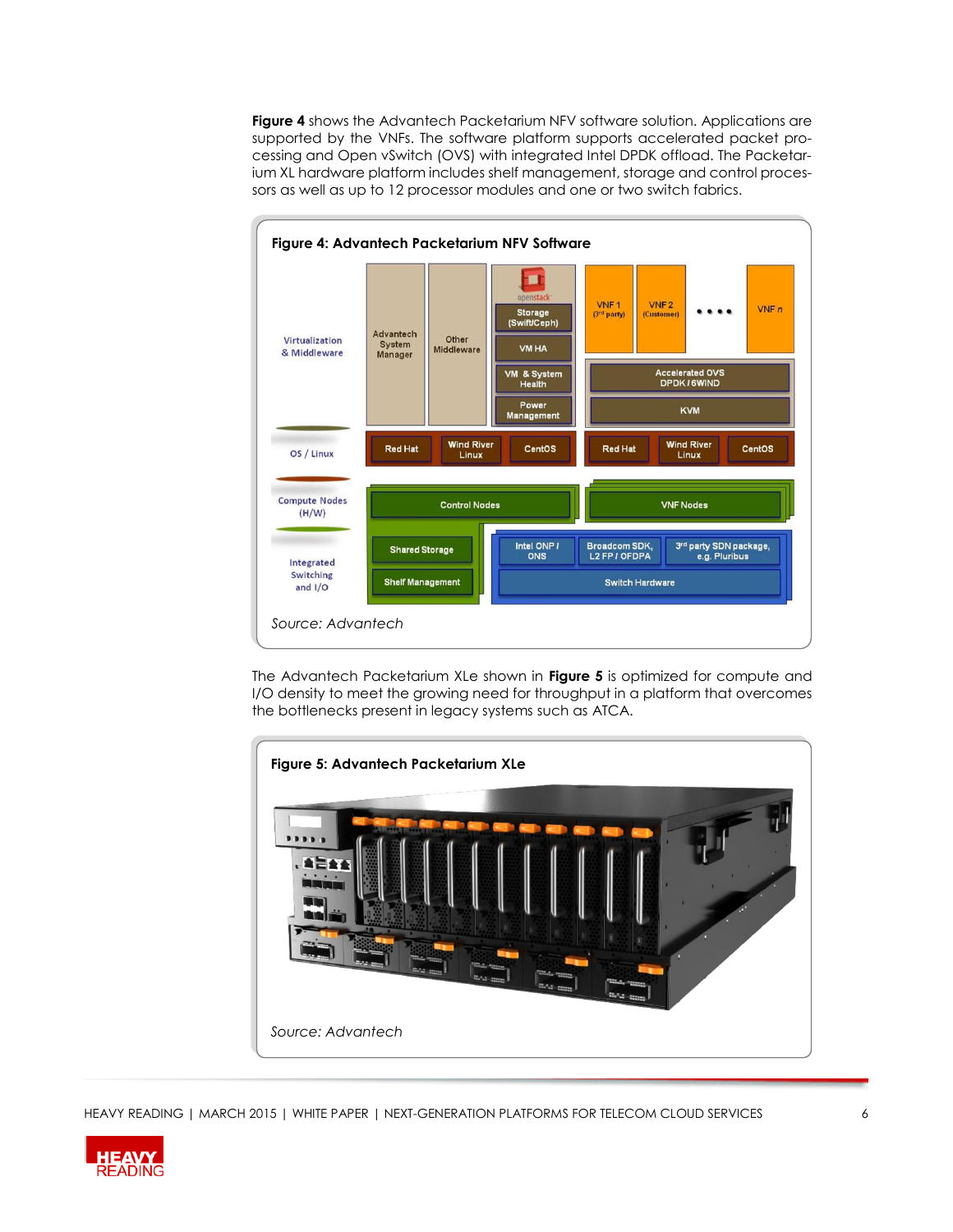**Figure 4** shows the Advantech Packetarium NFV software solution. Applications are supported by the VNFs. The software platform supports accelerated packet processing and Open vSwitch (OVS) with integrated Intel DPDK offload. The Packetarium XL hardware platform includes shelf management, storage and control processors as well as up to 12 processor modules and one or two switch fabrics.

**Figure 4: Advantech Packetarium NFV Software**

*Source: Advantech*

The Advantech Packetarium XLe shown in **Figure 5** is optimized for compute and I/O density to meet the growing need for throughput in a platform that overcomes the bottlenecks present in legacy systems such as ATCA.

**Figure 5: Advantech Packetarium XLe**

*Source: Advantech*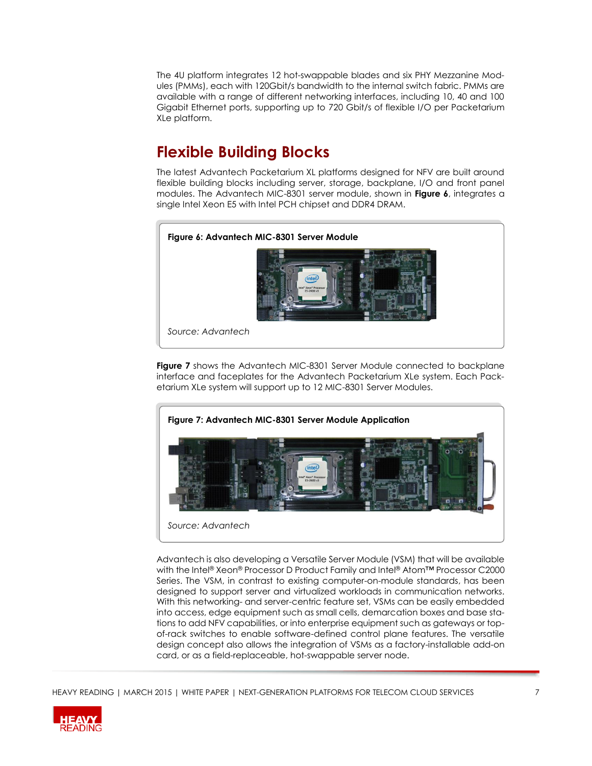The 4U platform integrates 12 hot-swappable blades and six PHY Mezzanine Modules (PMMs), each with 120Gbit/s bandwidth to the internal switch fabric. PMMs are available with a range of different networking interfaces, including 10, 40 and 100 Gigabit Ethernet ports, supporting up to 720 Gbit/s of flexible I/O per Packetarium XLe platform.

## Flexible Building Blocks

The latest Advantech Packetarium XL platforms designed for NFV are built around flexible building blocks including server, storage, backplane, I/O and front panel modules. The Advantech MIC-8301 server module, shown in **Figure 6**, integrates a single Intel Xeon E5 with Intel PCH chipset and DDR4 DRAM.

**Figure 6: Advantech MIC-8301 Server Module**

*Source: Advantech*

**Figure 7** shows the Advantech MIC-8301 Server Module connected to backplane interface and faceplates for the Advantech Packetarium XLe system. Each Packetarium XLe system will support up to 12 MIC-8301 Server Modules.

**Figure 7: Advantech MIC-8301 Server Module Application**

*Source: Advantech*

Advantech is also developing a Versatile Server Module (VSM) that will be available with the Intel® Xeon® Processor D Product Family and Intel® Atom™ Processor C2000 Series. The VSM, in contrast to existing computer-on-module standards, has been designed to support server and virtualized workloads in communication networks. With this networking- and server-centric feature set, VSMs can be easily embedded into access, edge equipment such as small cells, demarcation boxes and base stations to add NFV capabilities, or into enterprise equipment such as gateways or top-of-rack switches to enable software-defined control plane features. The versatile design concept also allows the integration of VSMs as a factory-installable add-on card, or as a field-replaceable, hot-swappable server node.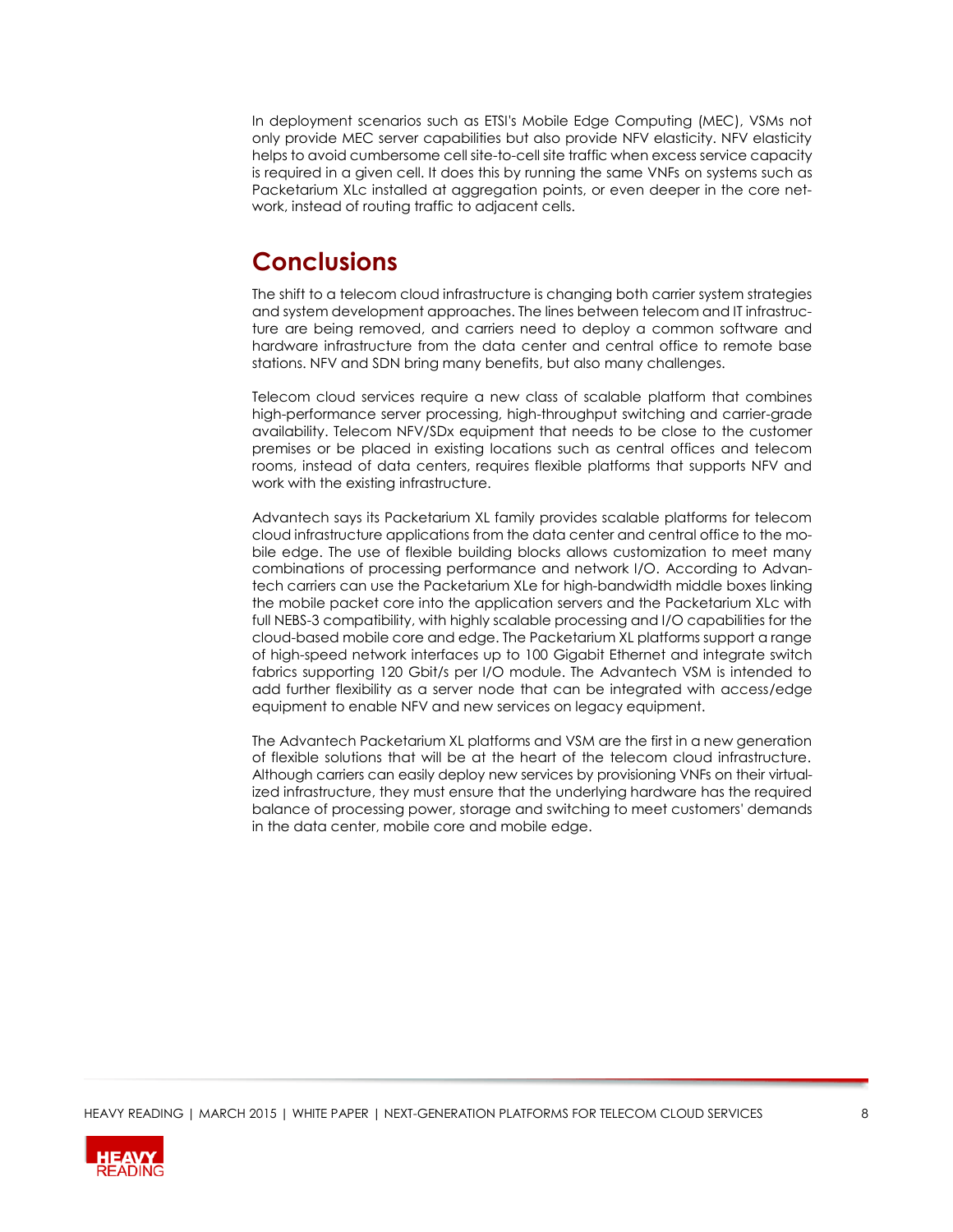In deployment scenarios such as ETSI's Mobile Edge Computing (MEC), VSMs not only provide MEC server capabilities but also provide NFV elasticity. NFV elasticity helps to avoid cumbersome cell site-to-cell site traffic when excess service capacity is required in a given cell. It does this by running the same VNFs on systems such as Packetarium XLc installed at aggregation points, or even deeper in the core network, instead of routing traffic to adjacent cells.

## Conclusions

The shift to a telecom cloud infrastructure is changing both carrier system strategies and system development approaches. The lines between telecom and IT infrastructure are being removed, and carriers need to deploy a common software and hardware infrastructure from the data center and central office to remote base stations. NFV and SDN bring many benefits, but also many challenges.

Telecom cloud services require a new class of scalable platform that combines high-performance server processing, high-throughput switching and carrier-grade availability. Telecom NFV/SDx equipment that needs to be close to the customer premises or be placed in existing locations such as central offices and telecom rooms, instead of data centers, requires flexible platforms that supports NFV and work with the existing infrastructure.

Advantech says its Packetarium XL family provides scalable platforms for telecom cloud infrastructure applications from the data center and central office to the mobile edge. The use of flexible building blocks allows customization to meet many combinations of processing performance and network I/O. According to Advantech carriers can use the Packetarium XLe for high-bandwidth middle boxes linking the mobile packet core into the application servers and the Packetarium XLc with full NEBS-3 compatibility, with highly scalable processing and I/O capabilities for the cloud-based mobile core and edge. The Packetarium XL platforms support a range of high-speed network interfaces up to 100 Gigabit Ethernet and integrate switch fabrics supporting 120 Gbit/s per I/O module. The Advantech VSM is intended to add further flexibility as a server node that can be integrated with access/edge equipment to enable NFV and new services on legacy equipment.

The Advantech Packetarium XL platforms and VSM are the first in a new generation of flexible solutions that will be at the heart of the telecom cloud infrastructure. Although carriers can easily deploy new services by provisioning VNFs on their virtualized infrastructure, they must ensure that the underlying hardware has the required balance of processing power, storage and switching to meet customers' demands in the data center, mobile core and mobile edge.